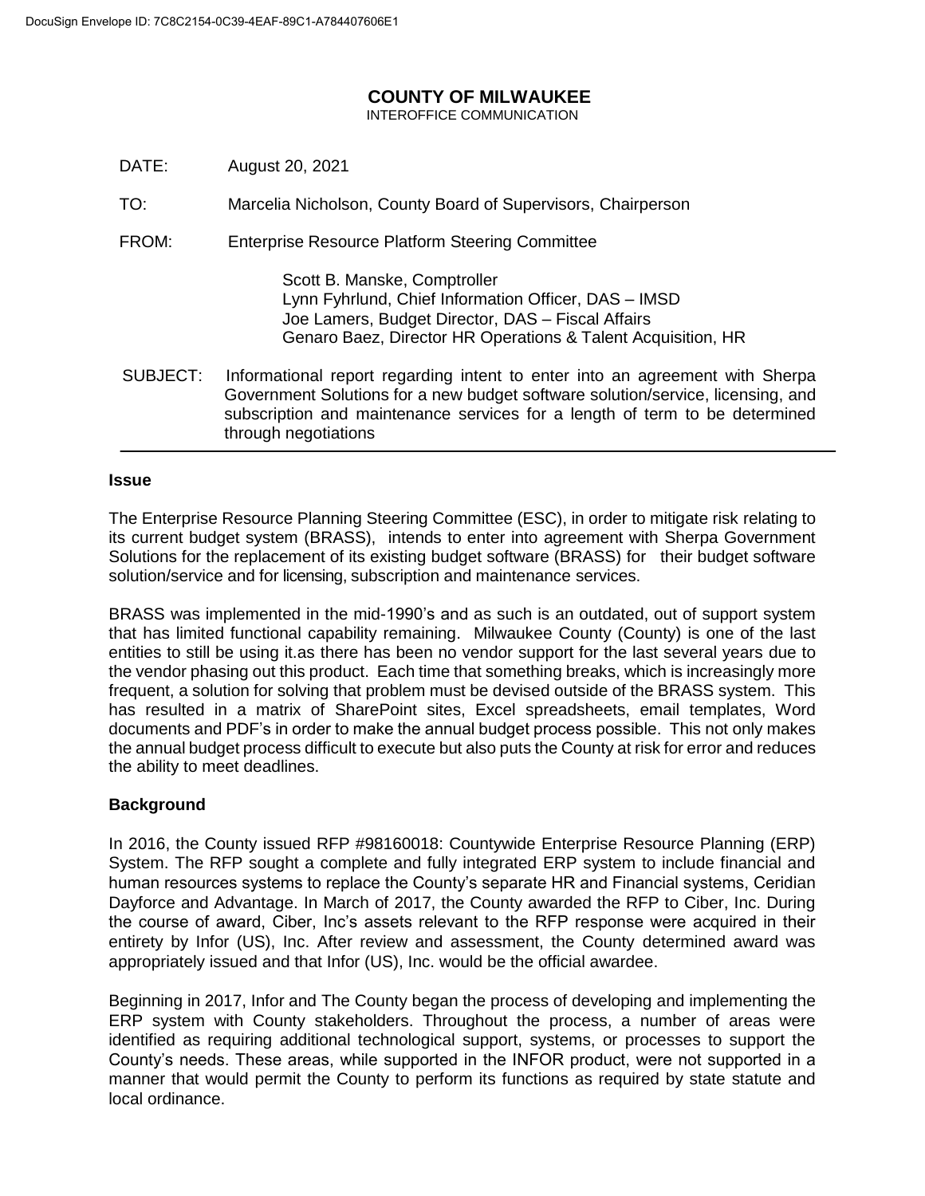DocuSign Envelope ID: 7C8C2154-0C39-4EAF-89C1-A784407606E1

# COUNTY OF MILWAUKEE

INTEROFFICE COMMUNICATION

DATE: August 20, 2021

TO: Marcelia Nicholson, County Board of Supervisors, Chairperson

FROM: Enterprise Resource Platform Steering Committee

Scott B. Manske, Comptroller
Lynn Fyhrlund, Chief Information Officer, DAS – IMSD
Joe Lamers, Budget Director, DAS – Fiscal Affairs
Genaro Baez, Director HR Operations & Talent Acquisition, HR

SUBJECT: Informational report regarding intent to enter into an agreement with Sherpa Government Solutions for a new budget software solution/service, licensing, and subscription and maintenance services for a length of term to be determined through negotiations

---

## Issue

The Enterprise Resource Planning Steering Committee (ESC), in order to mitigate risk relating to its current budget system (BRASS), intends to enter into agreement with Sherpa Government Solutions for the replacement of its existing budget software (BRASS) for their budget software solution/service and for licensing, subscription and maintenance services.

BRASS was implemented in the mid-1990's and as such is an outdated, out of support system that has limited functional capability remaining. Milwaukee County (County) is one of the last entities to still be using it.as there has been no vendor support for the last several years due to the vendor phasing out this product. Each time that something breaks, which is increasingly more frequent, a solution for solving that problem must be devised outside of the BRASS system. This has resulted in a matrix of SharePoint sites, Excel spreadsheets, email templates, Word documents and PDF's in order to make the annual budget process possible. This not only makes the annual budget process difficult to execute but also puts the County at risk for error and reduces the ability to meet deadlines.

## Background

In 2016, the County issued RFP #98160018: Countywide Enterprise Resource Planning (ERP) System. The RFP sought a complete and fully integrated ERP system to include financial and human resources systems to replace the County's separate HR and Financial systems, Ceridian Dayforce and Advantage. In March of 2017, the County awarded the RFP to Ciber, Inc. During the course of award, Ciber, Inc's assets relevant to the RFP response were acquired in their entirety by Infor (US), Inc. After review and assessment, the County determined award was appropriately issued and that Infor (US), Inc. would be the official awardee.

Beginning in 2017, Infor and The County began the process of developing and implementing the ERP system with County stakeholders. Throughout the process, a number of areas were identified as requiring additional technological support, systems, or processes to support the County's needs. These areas, while supported in the INFOR product, were not supported in a manner that would permit the County to perform its functions as required by state statute and local ordinance.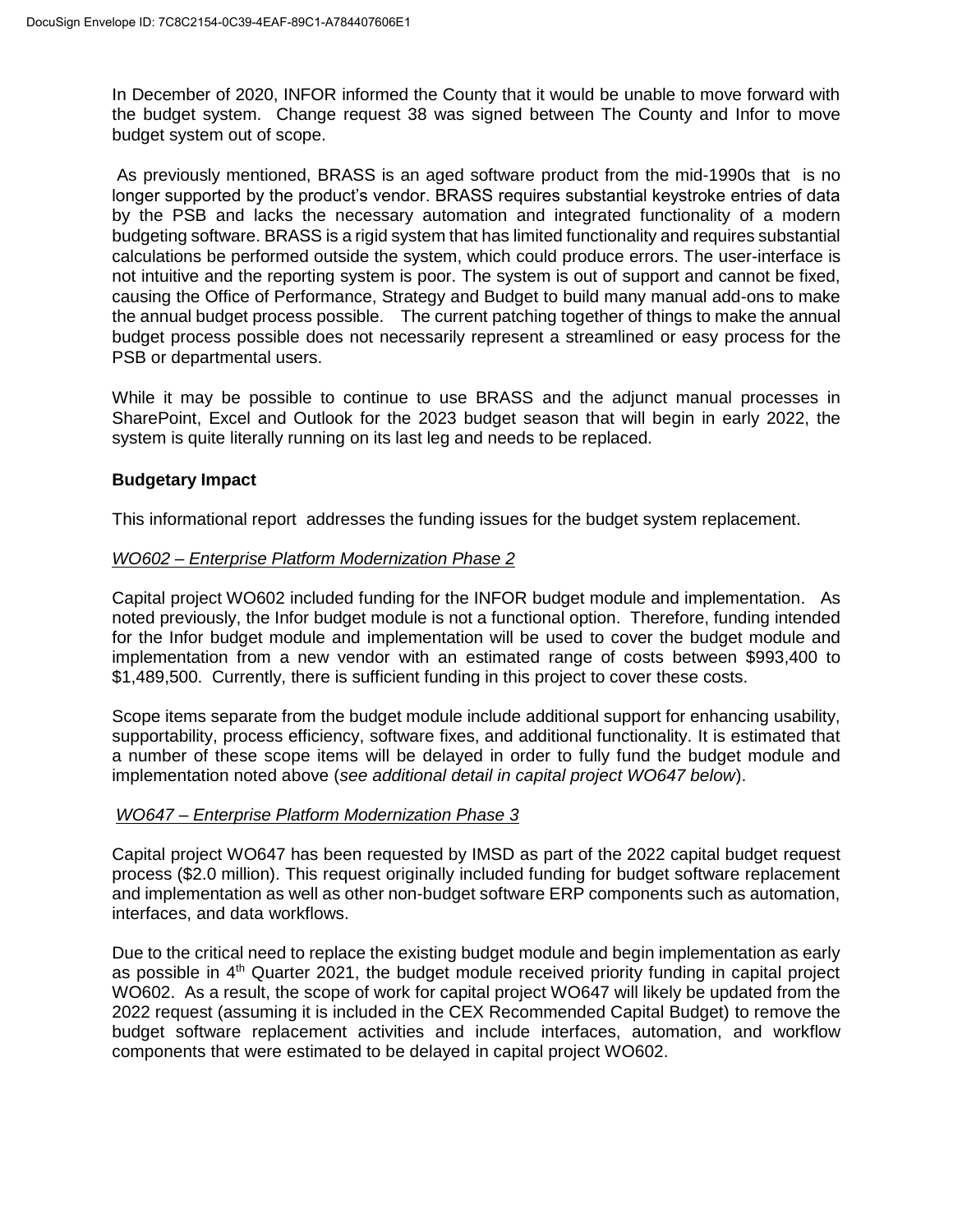In December of 2020, INFOR informed the County that it would be unable to move forward with the budget system. Change request 38 was signed between The County and Infor to move budget system out of scope.

As previously mentioned, BRASS is an aged software product from the mid-1990s that is no longer supported by the product's vendor. BRASS requires substantial keystroke entries of data by the PSB and lacks the necessary automation and integrated functionality of a modern budgeting software. BRASS is a rigid system that has limited functionality and requires substantial calculations be performed outside the system, which could produce errors. The user-interface is not intuitive and the reporting system is poor. The system is out of support and cannot be fixed, causing the Office of Performance, Strategy and Budget to build many manual add-ons to make the annual budget process possible. The current patching together of things to make the annual budget process possible does not necessarily represent a streamlined or easy process for the PSB or departmental users.

While it may be possible to continue to use BRASS and the adjunct manual processes in SharePoint, Excel and Outlook for the 2023 budget season that will begin in early 2022, the system is quite literally running on its last leg and needs to be replaced.

**Budgetary Impact**

This informational report addresses the funding issues for the budget system replacement.

*WO602 – Enterprise Platform Modernization Phase 2*

Capital project WO602 included funding for the INFOR budget module and implementation. As noted previously, the Infor budget module is not a functional option. Therefore, funding intended for the Infor budget module and implementation will be used to cover the budget module and implementation from a new vendor with an estimated range of costs between $993,400 to $1,489,500. Currently, there is sufficient funding in this project to cover these costs.

Scope items separate from the budget module include additional support for enhancing usability, supportability, process efficiency, software fixes, and additional functionality. It is estimated that a number of these scope items will be delayed in order to fully fund the budget module and implementation noted above (*see additional detail in capital project WO647 below*).

*WO647 – Enterprise Platform Modernization Phase 3*

Capital project WO647 has been requested by IMSD as part of the 2022 capital budget request process ($2.0 million). This request originally included funding for budget software replacement and implementation as well as other non-budget software ERP components such as automation, interfaces, and data workflows.

Due to the critical need to replace the existing budget module and begin implementation as early as possible in 4th Quarter 2021, the budget module received priority funding in capital project WO602. As a result, the scope of work for capital project WO647 will likely be updated from the 2022 request (assuming it is included in the CEX Recommended Capital Budget) to remove the budget software replacement activities and include interfaces, automation, and workflow components that were estimated to be delayed in capital project WO602.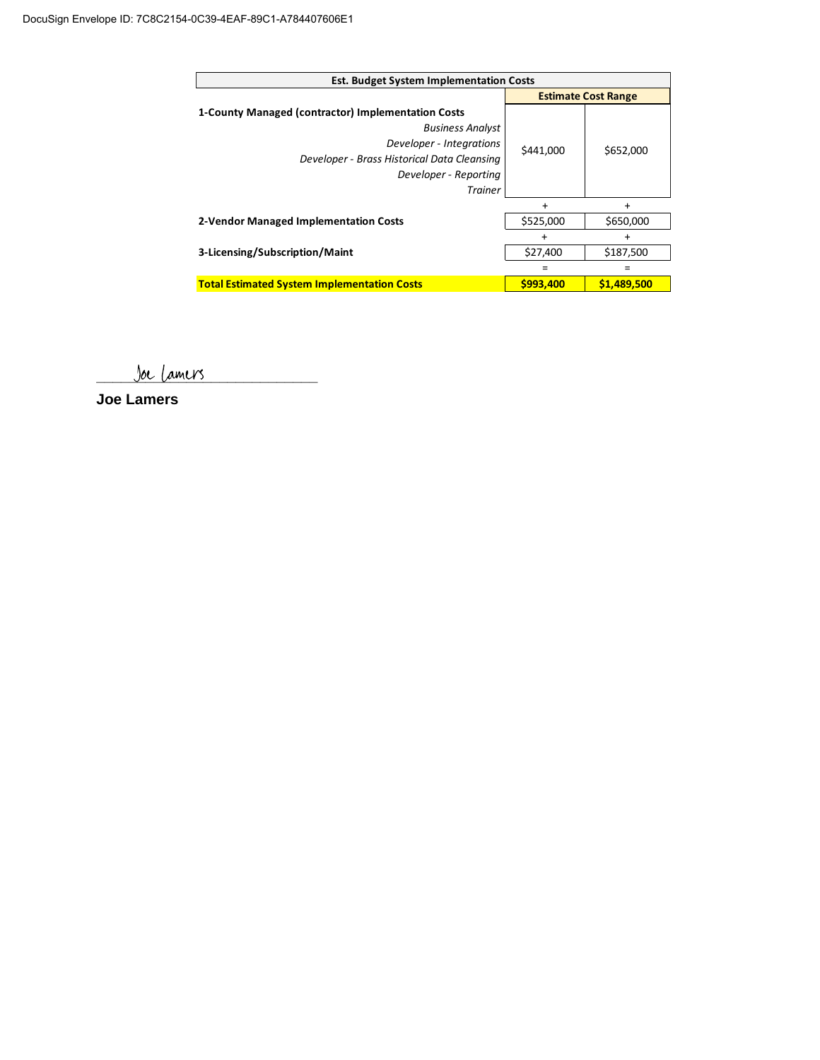| Est. Budget System Implementation Costs | | |
|---|---|---|
| | **Estimate Cost Range** | |
| **1-County Managed (contractor) Implementation Costs**<br>*Business Analyst*<br>*Developer - Integrations*<br>*Developer - Brass Historical Data Cleansing*<br>*Developer - Reporting*<br>*Trainer* | $441,000 | $652,000 |
| | + | + |
| **2-Vendor Managed Implementation Costs** | $525,000 | $650,000 |
| | + | + |
| **3-Licensing/Subscription/Maint** | $27,400 | $187,500 |
| | = | = |
| **Total Estimated System Implementation Costs** | **$993,400** | **$1,489,500** |

Joe Lamers

**Joe Lamers**